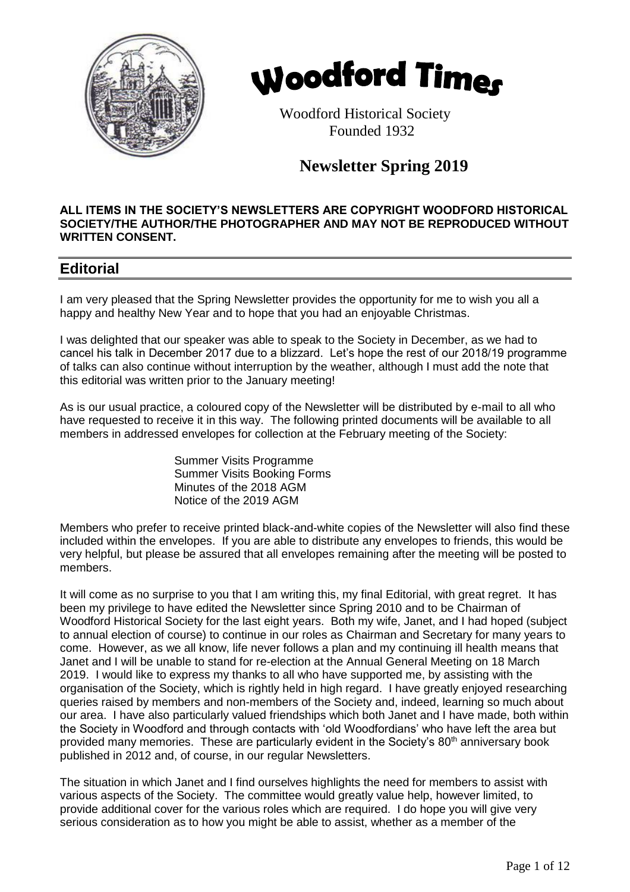# Woodford Times

Woodford Historical Society
Founded 1932

## Newsletter Spring 2019

**ALL ITEMS IN THE SOCIETY'S NEWSLETTERS ARE COPYRIGHT WOODFORD HISTORICAL SOCIETY/THE AUTHOR/THE PHOTOGRAPHER AND MAY NOT BE REPRODUCED WITHOUT WRITTEN CONSENT.**

## Editorial

I am very pleased that the Spring Newsletter provides the opportunity for me to wish you all a happy and healthy New Year and to hope that you had an enjoyable Christmas.

I was delighted that our speaker was able to speak to the Society in December, as we had to cancel his talk in December 2017 due to a blizzard. Let's hope the rest of our 2018/19 programme of talks can also continue without interruption by the weather, although I must add the note that this editorial was written prior to the January meeting!

As is our usual practice, a coloured copy of the Newsletter will be distributed by e-mail to all who have requested to receive it in this way. The following printed documents will be available to all members in addressed envelopes for collection at the February meeting of the Society:

- Summer Visits Programme
- Summer Visits Booking Forms
- Minutes of the 2018 AGM
- Notice of the 2019 AGM

Members who prefer to receive printed black-and-white copies of the Newsletter will also find these included within the envelopes. If you are able to distribute any envelopes to friends, this would be very helpful, but please be assured that all envelopes remaining after the meeting will be posted to members.

It will come as no surprise to you that I am writing this, my final Editorial, with great regret. It has been my privilege to have edited the Newsletter since Spring 2010 and to be Chairman of Woodford Historical Society for the last eight years. Both my wife, Janet, and I had hoped (subject to annual election of course) to continue in our roles as Chairman and Secretary for many years to come. However, as we all know, life never follows a plan and my continuing ill health means that Janet and I will be unable to stand for re-election at the Annual General Meeting on 18 March 2019. I would like to express my thanks to all who have supported me, by assisting with the organisation of the Society, which is rightly held in high regard. I have greatly enjoyed researching queries raised by members and non-members of the Society and, indeed, learning so much about our area. I have also particularly valued friendships which both Janet and I have made, both within the Society in Woodford and through contacts with 'old Woodfordians' who have left the area but provided many memories. These are particularly evident in the Society's 80th anniversary book published in 2012 and, of course, in our regular Newsletters.

The situation in which Janet and I find ourselves highlights the need for members to assist with various aspects of the Society. The committee would greatly value help, however limited, to provide additional cover for the various roles which are required. I do hope you will give very serious consideration as to how you might be able to assist, whether as a member of the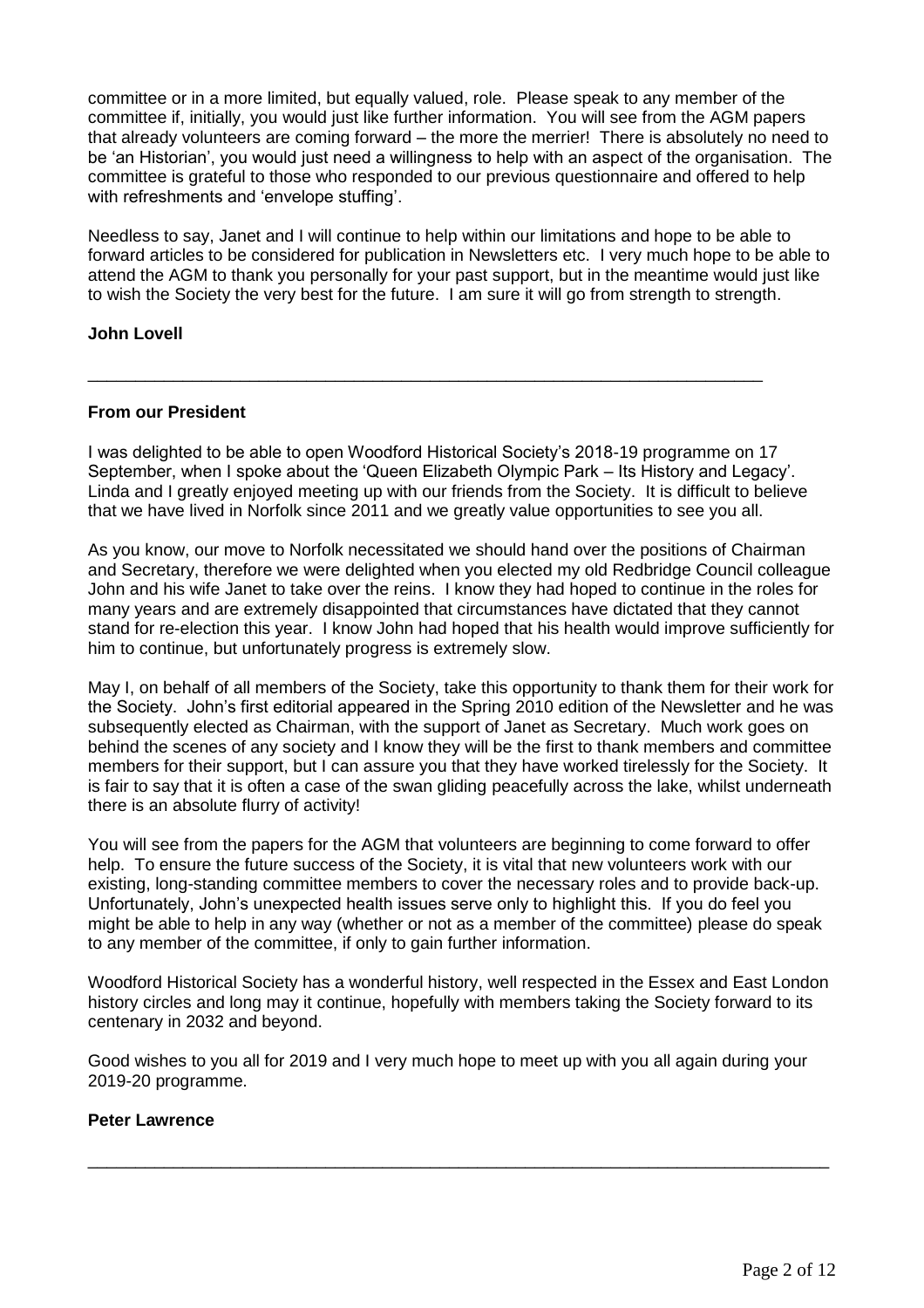committee or in a more limited, but equally valued, role. Please speak to any member of the committee if, initially, you would just like further information. You will see from the AGM papers that already volunteers are coming forward – the more the merrier! There is absolutely no need to be 'an Historian', you would just need a willingness to help with an aspect of the organisation. The committee is grateful to those who responded to our previous questionnaire and offered to help with refreshments and 'envelope stuffing'.

Needless to say, Janet and I will continue to help within our limitations and hope to be able to forward articles to be considered for publication in Newsletters etc. I very much hope to be able to attend the AGM to thank you personally for your past support, but in the meantime would just like to wish the Society the very best for the future. I am sure it will go from strength to strength.

**John Lovell**

---

**From our President**

I was delighted to be able to open Woodford Historical Society's 2018-19 programme on 17 September, when I spoke about the 'Queen Elizabeth Olympic Park – Its History and Legacy'. Linda and I greatly enjoyed meeting up with our friends from the Society. It is difficult to believe that we have lived in Norfolk since 2011 and we greatly value opportunities to see you all.

As you know, our move to Norfolk necessitated we should hand over the positions of Chairman and Secretary, therefore we were delighted when you elected my old Redbridge Council colleague John and his wife Janet to take over the reins. I know they had hoped to continue in the roles for many years and are extremely disappointed that circumstances have dictated that they cannot stand for re-election this year. I know John had hoped that his health would improve sufficiently for him to continue, but unfortunately progress is extremely slow.

May I, on behalf of all members of the Society, take this opportunity to thank them for their work for the Society. John's first editorial appeared in the Spring 2010 edition of the Newsletter and he was subsequently elected as Chairman, with the support of Janet as Secretary. Much work goes on behind the scenes of any society and I know they will be the first to thank members and committee members for their support, but I can assure you that they have worked tirelessly for the Society. It is fair to say that it is often a case of the swan gliding peacefully across the lake, whilst underneath there is an absolute flurry of activity!

You will see from the papers for the AGM that volunteers are beginning to come forward to offer help. To ensure the future success of the Society, it is vital that new volunteers work with our existing, long-standing committee members to cover the necessary roles and to provide back-up. Unfortunately, John's unexpected health issues serve only to highlight this. If you do feel you might be able to help in any way (whether or not as a member of the committee) please do speak to any member of the committee, if only to gain further information.

Woodford Historical Society has a wonderful history, well respected in the Essex and East London history circles and long may it continue, hopefully with members taking the Society forward to its centenary in 2032 and beyond.

Good wishes to you all for 2019 and I very much hope to meet up with you all again during your 2019-20 programme.

**Peter Lawrence**

---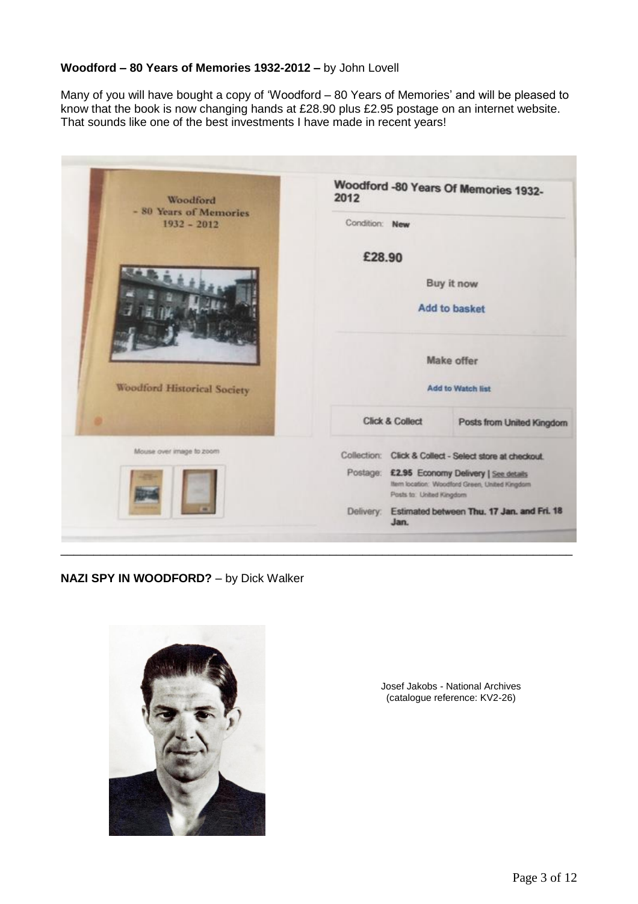**Woodford – 80 Years of Memories 1932-2012 –** by John Lovell

Many of you will have bought a copy of 'Woodford – 80 Years of Memories' and will be pleased to know that the book is now changing hands at £28.90 plus £2.95 postage on an internet website. That sounds like one of the best investments I have made in recent years!

---

**NAZI SPY IN WOODFORD?** – by Dick Walker

Josef Jakobs - National Archives (catalogue reference: KV2-26)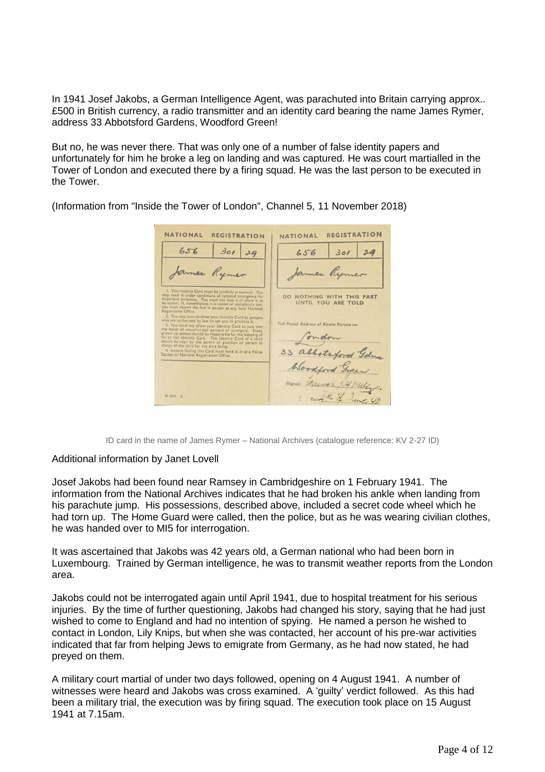In 1941 Josef Jakobs, a German Intelligence Agent, was parachuted into Britain carrying approx.. £500 in British currency, a radio transmitter and an identity card bearing the name James Rymer, address 33 Abbotsford Gardens, Woodford Green!

But no, he was never there. That was only one of a number of false identity papers and unfortunately for him he broke a leg on landing and was captured. He was court martialled in the Tower of London and executed there by a firing squad. He was the last person to be executed in the Tower.

(Information from "Inside the Tower of London", Channel 5, 11 November 2018)

ID card in the name of James Rymer – National Archives (catalogue reference: KV 2-27 ID)

Additional information by Janet Lovell

Josef Jakobs had been found near Ramsey in Cambridgeshire on 1 February 1941. The information from the National Archives indicates that he had broken his ankle when landing from his parachute jump. His possessions, described above, included a secret code wheel which he had torn up. The Home Guard were called, then the police, but as he was wearing civilian clothes, he was handed over to MI5 for interrogation.

It was ascertained that Jakobs was 42 years old, a German national who had been born in Luxembourg. Trained by German intelligence, he was to transmit weather reports from the London area.

Jakobs could not be interrogated again until April 1941, due to hospital treatment for his serious injuries. By the time of further questioning, Jakobs had changed his story, saying that he had just wished to come to England and had no intention of spying. He named a person he wished to contact in London, Lily Knips, but when she was contacted, her account of his pre-war activities indicated that far from helping Jews to emigrate from Germany, as he had now stated, he had preyed on them.

A military court martial of under two days followed, opening on 4 August 1941. A number of witnesses were heard and Jakobs was cross examined. A 'guilty' verdict followed. As this had been a military trial, the execution was by firing squad. The execution took place on 15 August 1941 at 7.15am.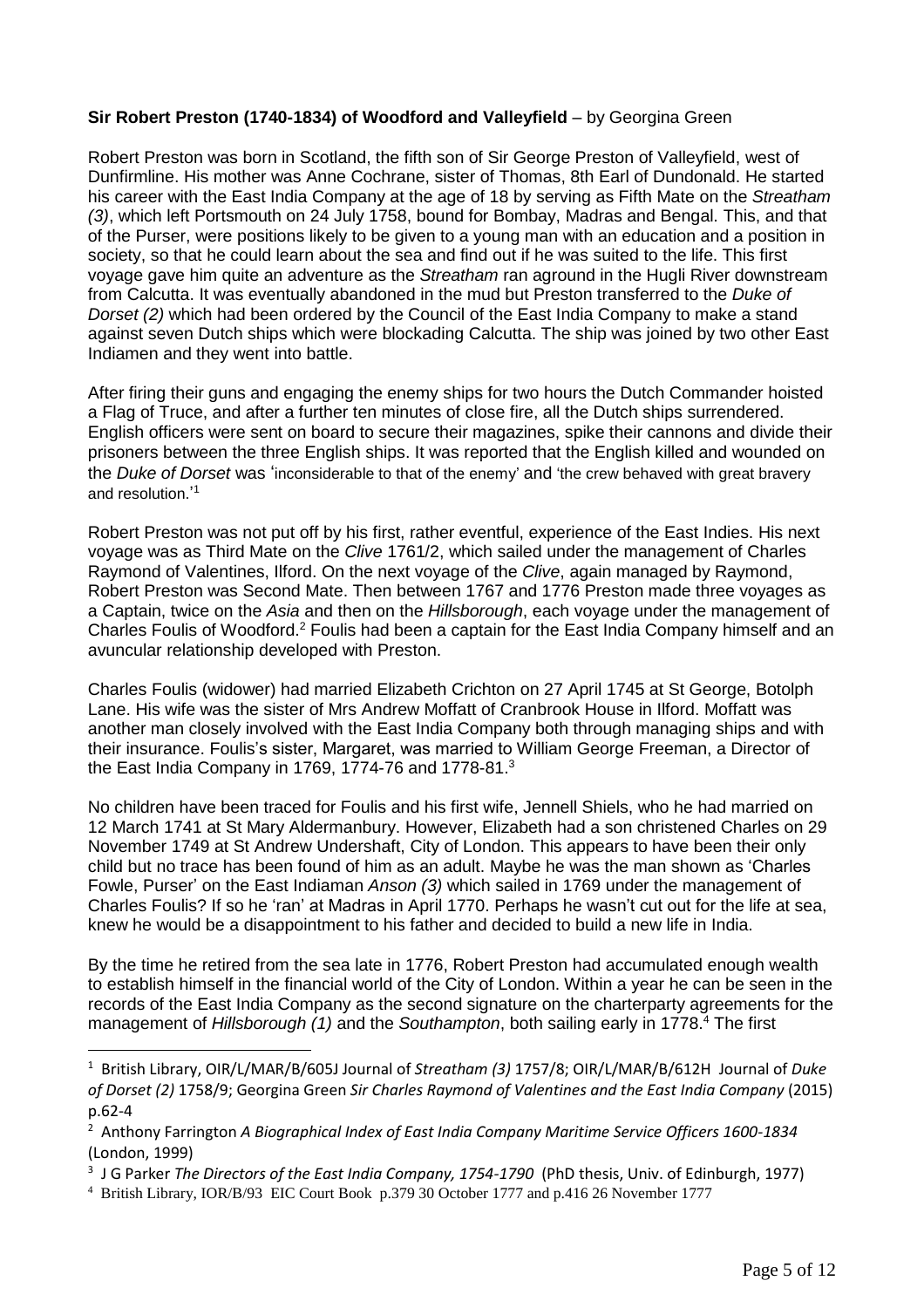**Sir Robert Preston (1740-1834) of Woodford and Valleyfield** – by Georgina Green

Robert Preston was born in Scotland, the fifth son of Sir George Preston of Valleyfield, west of Dunfirmline. His mother was Anne Cochrane, sister of Thomas, 8th Earl of Dundonald. He started his career with the East India Company at the age of 18 by serving as Fifth Mate on the *Streatham (3)*, which left Portsmouth on 24 July 1758, bound for Bombay, Madras and Bengal. This, and that of the Purser, were positions likely to be given to a young man with an education and a position in society, so that he could learn about the sea and find out if he was suited to the life. This first voyage gave him quite an adventure as the *Streatham* ran aground in the Hugli River downstream from Calcutta. It was eventually abandoned in the mud but Preston transferred to the *Duke of Dorset (2)* which had been ordered by the Council of the East India Company to make a stand against seven Dutch ships which were blockading Calcutta. The ship was joined by two other East Indiamen and they went into battle.

After firing their guns and engaging the enemy ships for two hours the Dutch Commander hoisted a Flag of Truce, and after a further ten minutes of close fire, all the Dutch ships surrendered. English officers were sent on board to secure their magazines, spike their cannons and divide their prisoners between the three English ships. It was reported that the English killed and wounded on the *Duke of Dorset* was 'inconsiderable to that of the enemy' and 'the crew behaved with great bravery and resolution.'[1]

Robert Preston was not put off by his first, rather eventful, experience of the East Indies. His next voyage was as Third Mate on the *Clive* 1761/2, which sailed under the management of Charles Raymond of Valentines, Ilford. On the next voyage of the *Clive*, again managed by Raymond, Robert Preston was Second Mate. Then between 1767 and 1776 Preston made three voyages as a Captain, twice on the *Asia* and then on the *Hillsborough*, each voyage under the management of Charles Foulis of Woodford.[2] Foulis had been a captain for the East India Company himself and an avuncular relationship developed with Preston.

Charles Foulis (widower) had married Elizabeth Crichton on 27 April 1745 at St George, Botolph Lane. His wife was the sister of Mrs Andrew Moffatt of Cranbrook House in Ilford. Moffatt was another man closely involved with the East India Company both through managing ships and with their insurance. Foulis's sister, Margaret, was married to William George Freeman, a Director of the East India Company in 1769, 1774-76 and 1778-81.[3]

No children have been traced for Foulis and his first wife, Jennell Shiels, who he had married on 12 March 1741 at St Mary Aldermanbury. However, Elizabeth had a son christened Charles on 29 November 1749 at St Andrew Undershaft, City of London. This appears to have been their only child but no trace has been found of him as an adult. Maybe he was the man shown as 'Charles Fowle, Purser' on the East Indiaman *Anson (3)* which sailed in 1769 under the management of Charles Foulis? If so he 'ran' at Madras in April 1770. Perhaps he wasn't cut out for the life at sea, knew he would be a disappointment to his father and decided to build a new life in India.

By the time he retired from the sea late in 1776, Robert Preston had accumulated enough wealth to establish himself in the financial world of the City of London. Within a year he can be seen in the records of the East India Company as the second signature on the charterparty agreements for the management of *Hillsborough (1)* and the *Southampton*, both sailing early in 1778.[4] The first

---

[1] British Library, OIR/L/MAR/B/605J Journal of *Streatham (3)* 1757/8; OIR/L/MAR/B/612H Journal of *Duke of Dorset (2)* 1758/9; Georgina Green *Sir Charles Raymond of Valentines and the East India Company* (2015) p.62-4

[2] Anthony Farrington *A Biographical Index of East India Company Maritime Service Officers 1600-1834* (London, 1999)

[3] J G Parker *The Directors of the East India Company, 1754-1790* (PhD thesis, Univ. of Edinburgh, 1977)

[4] British Library, IOR/B/93 EIC Court Book p.379 30 October 1777 and p.416 26 November 1777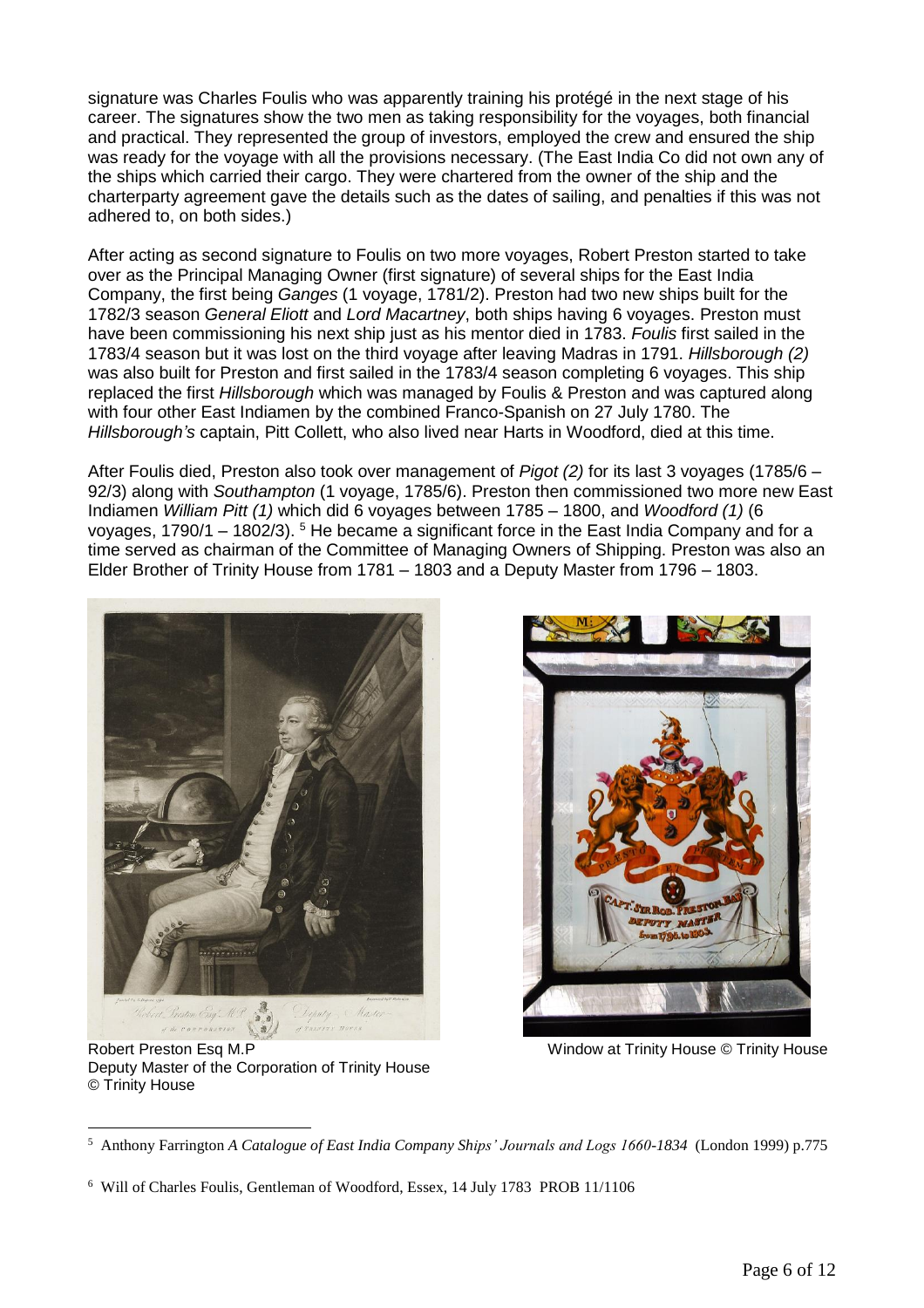signature was Charles Foulis who was apparently training his protégé in the next stage of his career. The signatures show the two men as taking responsibility for the voyages, both financial and practical. They represented the group of investors, employed the crew and ensured the ship was ready for the voyage with all the provisions necessary. (The East India Co did not own any of the ships which carried their cargo. They were chartered from the owner of the ship and the charterparty agreement gave the details such as the dates of sailing, and penalties if this was not adhered to, on both sides.)

After acting as second signature to Foulis on two more voyages, Robert Preston started to take over as the Principal Managing Owner (first signature) of several ships for the East India Company, the first being *Ganges* (1 voyage, 1781/2). Preston had two new ships built for the 1782/3 season *General Eliott* and *Lord Macartney*, both ships having 6 voyages. Preston must have been commissioning his next ship just as his mentor died in 1783. *Foulis* first sailed in the 1783/4 season but it was lost on the third voyage after leaving Madras in 1791. *Hillsborough (2)* was also built for Preston and first sailed in the 1783/4 season completing 6 voyages. This ship replaced the first *Hillsborough* which was managed by Foulis & Preston and was captured along with four other East Indiamen by the combined Franco-Spanish on 27 July 1780. The *Hillsborough's* captain, Pitt Collett, who also lived near Harts in Woodford, died at this time.

After Foulis died, Preston also took over management of *Pigot (2)* for its last 3 voyages (1785/6 – 92/3) along with *Southampton* (1 voyage, 1785/6). Preston then commissioned two more new East Indiamen *William Pitt (1)* which did 6 voyages between 1785 – 1800, and *Woodford (1)* (6 voyages, 1790/1 – 1802/3). [5] He became a significant force in the East India Company and for a time served as chairman of the Committee of Managing Owners of Shipping. Preston was also an Elder Brother of Trinity House from 1781 – 1803 and a Deputy Master from 1796 – 1803.

Robert Preston Esq M.P
Deputy Master of the Corporation of Trinity House
© Trinity House

Window at Trinity House © Trinity House

---

[5] Anthony Farrington *A Catalogue of East India Company Ships' Journals and Logs 1660-1834* (London 1999) p.775

[6] Will of Charles Foulis, Gentleman of Woodford, Essex, 14 July 1783 PROB 11/1106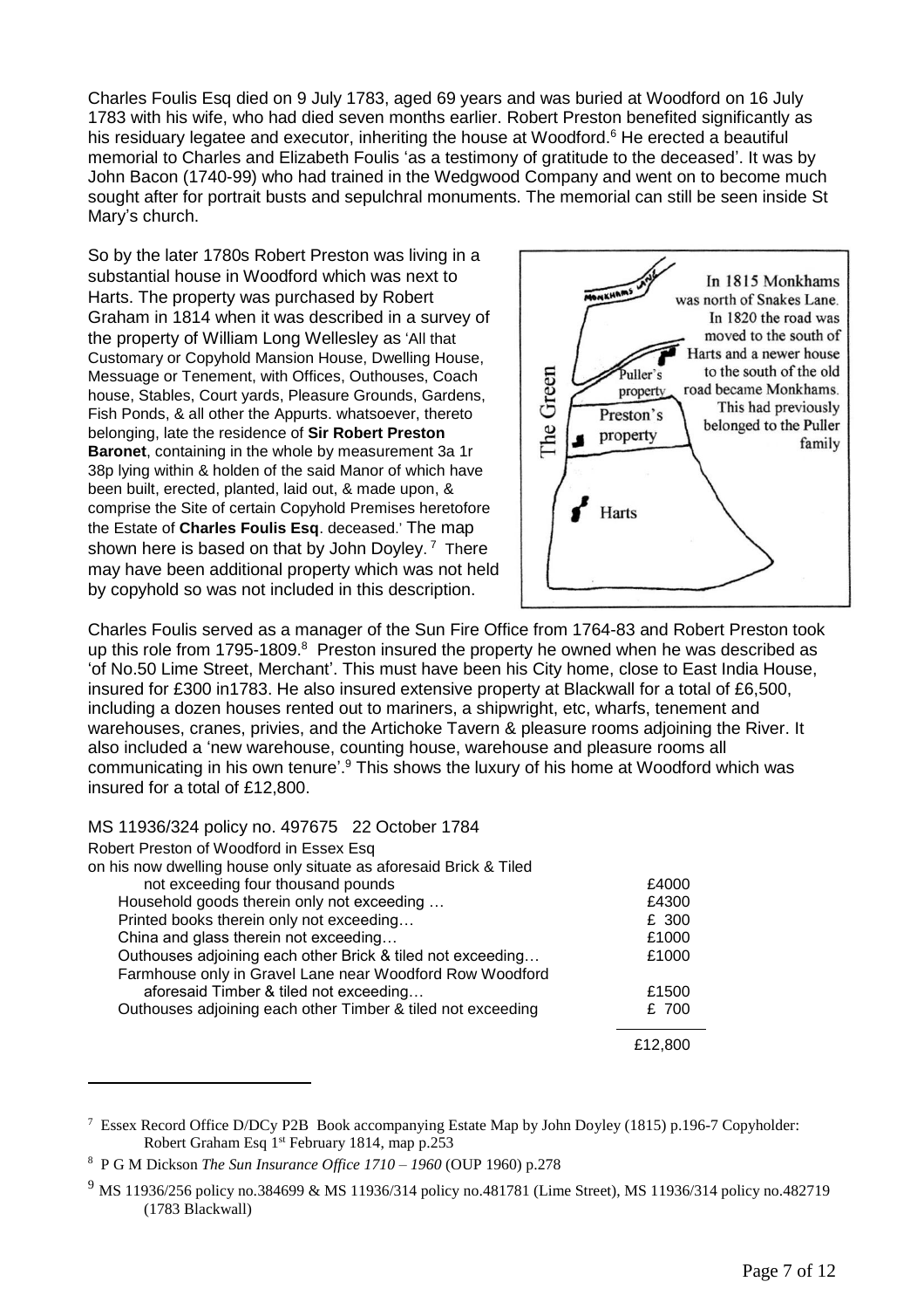Charles Foulis Esq died on 9 July 1783, aged 69 years and was buried at Woodford on 16 July 1783 with his wife, who had died seven months earlier. Robert Preston benefited significantly as his residuary legatee and executor, inheriting the house at Woodford.[6] He erected a beautiful memorial to Charles and Elizabeth Foulis 'as a testimony of gratitude to the deceased'. It was by John Bacon (1740-99) who had trained in the Wedgwood Company and went on to become much sought after for portrait busts and sepulchral monuments. The memorial can still be seen inside St Mary's church.

So by the later 1780s Robert Preston was living in a substantial house in Woodford which was next to Harts. The property was purchased by Robert Graham in 1814 when it was described in a survey of the property of William Long Wellesley as 'All that Customary or Copyhold Mansion House, Dwelling House, Messuage or Tenement, with Offices, Outhouses, Coach house, Stables, Court yards, Pleasure Grounds, Gardens, Fish Ponds, & all other the Appurts. whatsoever, thereto belonging, late the residence of **Sir Robert Preston Baronet**, containing in the whole by measurement 3a 1r 38p lying within & holden of the said Manor of which have been built, erected, planted, laid out, & made upon, & comprise the Site of certain Copyhold Premises heretofore the Estate of **Charles Foulis Esq**. deceased.' The map shown here is based on that by John Doyley.[7] There may have been additional property which was not held by copyhold so was not included in this description.

Monkhams Lane

The Green

Puller's property

Preston's property

Harts

In 1815 Monkhams was north of Snakes Lane. In 1820 the road was moved to the south of Harts and a newer house to the south of the old road became Monkhams. This had previously belonged to the Puller family

Charles Foulis served as a manager of the Sun Fire Office from 1764-83 and Robert Preston took up this role from 1795-1809.[8] Preston insured the property he owned when he was described as 'of No.50 Lime Street, Merchant'. This must have been his City home, close to East India House, insured for £300 in1783. He also insured extensive property at Blackwall for a total of £6,500, including a dozen houses rented out to mariners, a shipwright, etc, wharfs, tenement and warehouses, cranes, privies, and the Artichoke Tavern & pleasure rooms adjoining the River. It also included a 'new warehouse, counting house, warehouse and pleasure rooms all communicating in his own tenure'.[9] This shows the luxury of his home at Woodford which was insured for a total of £12,800.

MS 11936/324 policy no. 497675 22 October 1784

Robert Preston of Woodford in Essex Esq

| on his now dwelling house only situate as aforesaid Brick & Tiled not exceeding four thousand pounds | £4000 |
|---|---|
| Household goods therein only not exceeding … | £4300 |
| Printed books therein only not exceeding… | £ 300 |
| China and glass therein not exceeding… | £1000 |
| Outhouses adjoining each other Brick & tiled not exceeding… | £1000 |
| Farmhouse only in Gravel Lane near Woodford Row Woodford aforesaid Timber & tiled not exceeding… | £1500 |
| Outhouses adjoining each other Timber & tiled not exceeding | £ 700 |
| | £12,800 |

[7] Essex Record Office D/DCy P2B Book accompanying Estate Map by John Doyley (1815) p.196-7 Copyholder: Robert Graham Esq 1st February 1814, map p.253

[8] P G M Dickson *The Sun Insurance Office 1710 – 1960* (OUP 1960) p.278

[9] MS 11936/256 policy no.384699 & MS 11936/314 policy no.481781 (Lime Street), MS 11936/314 policy no.482719 (1783 Blackwall)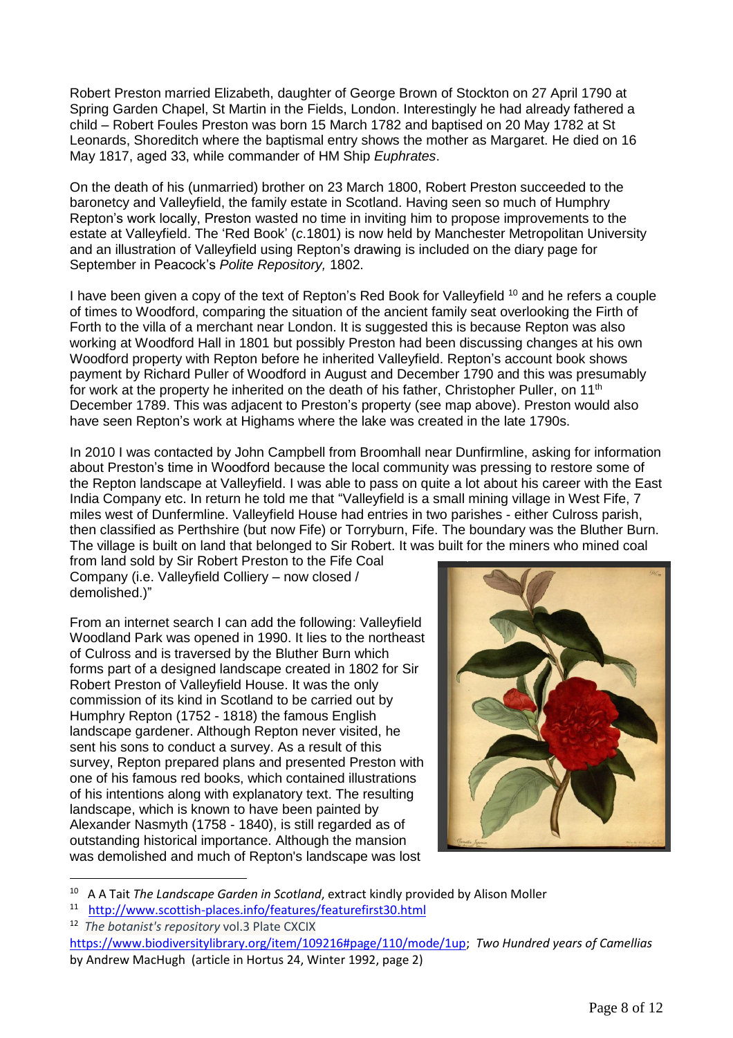Robert Preston married Elizabeth, daughter of George Brown of Stockton on 27 April 1790 at Spring Garden Chapel, St Martin in the Fields, London. Interestingly he had already fathered a child – Robert Foules Preston was born 15 March 1782 and baptised on 20 May 1782 at St Leonards, Shoreditch where the baptismal entry shows the mother as Margaret. He died on 16 May 1817, aged 33, while commander of HM Ship *Euphrates*.

On the death of his (unmarried) brother on 23 March 1800, Robert Preston succeeded to the baronetcy and Valleyfield, the family estate in Scotland. Having seen so much of Humphry Repton's work locally, Preston wasted no time in inviting him to propose improvements to the estate at Valleyfield. The 'Red Book' (*c*.1801) is now held by Manchester Metropolitan University and an illustration of Valleyfield using Repton's drawing is included on the diary page for September in Peacock's *Polite Repository,* 1802.

I have been given a copy of the text of Repton's Red Book for Valleyfield [10] and he refers a couple of times to Woodford, comparing the situation of the ancient family seat overlooking the Firth of Forth to the villa of a merchant near London. It is suggested this is because Repton was also working at Woodford Hall in 1801 but possibly Preston had been discussing changes at his own Woodford property with Repton before he inherited Valleyfield. Repton's account book shows payment by Richard Puller of Woodford in August and December 1790 and this was presumably for work at the property he inherited on the death of his father, Christopher Puller, on 11th December 1789. This was adjacent to Preston's property (see map above). Preston would also have seen Repton's work at Highams where the lake was created in the late 1790s.

In 2010 I was contacted by John Campbell from Broomhall near Dunfirmline, asking for information about Preston's time in Woodford because the local community was pressing to restore some of the Repton landscape at Valleyfield. I was able to pass on quite a lot about his career with the East India Company etc. In return he told me that "Valleyfield is a small mining village in West Fife, 7 miles west of Dunfermline. Valleyfield House had entries in two parishes - either Culross parish, then classified as Perthshire (but now Fife) or Torryburn, Fife. The boundary was the Bluther Burn. The village is built on land that belonged to Sir Robert. It was built for the miners who mined coal from land sold by Sir Robert Preston to the Fife Coal Company (i.e. Valleyfield Colliery – now closed / demolished.)"

From an internet search I can add the following: Valleyfield Woodland Park was opened in 1990. It lies to the northeast of Culross and is traversed by the Bluther Burn which forms part of a designed landscape created in 1802 for Sir Robert Preston of Valleyfield House. It was the only commission of its kind in Scotland to be carried out by Humphry Repton (1752 - 1818) the famous English landscape gardener. Although Repton never visited, he sent his sons to conduct a survey. As a result of this survey, Repton prepared plans and presented Preston with one of his famous red books, which contained illustrations of his intentions along with explanatory text. The resulting landscape, which is known to have been painted by Alexander Nasmyth (1758 - 1840), is still regarded as of outstanding historical importance. Although the mansion was demolished and much of Repton's landscape was lost

---

[10] A A Tait *The Landscape Garden in Scotland*, extract kindly provided by Alison Moller

[11] http://www.scottish-places.info/features/featurefirst30.html

[12] *The botanist's repository* vol.3 Plate CXCIX https://www.biodiversitylibrary.org/item/109216#page/110/mode/1up; *Two Hundred years of Camellias* by Andrew MacHugh (article in Hortus 24, Winter 1992, page 2)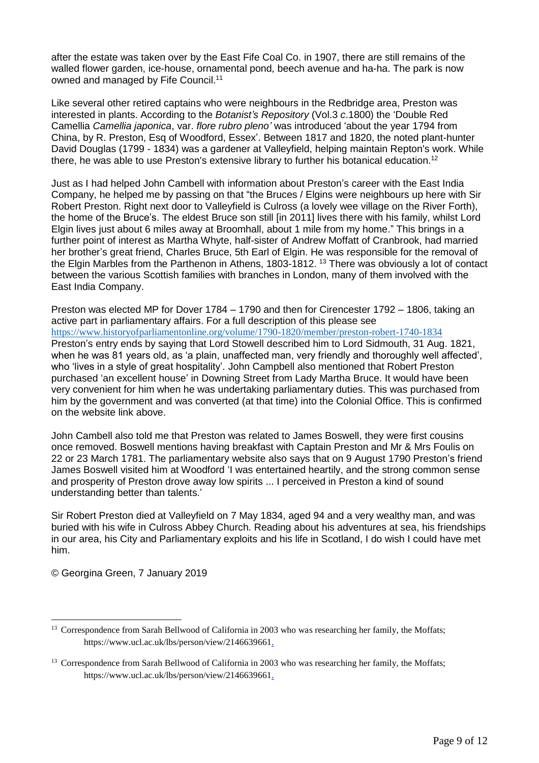after the estate was taken over by the East Fife Coal Co. in 1907, there are still remains of the walled flower garden, ice-house, ornamental pond, beech avenue and ha-ha. The park is now owned and managed by Fife Council.[11]

Like several other retired captains who were neighbours in the Redbridge area, Preston was interested in plants. According to the *Botanist's Repository* (Vol.3 *c*.1800) the 'Double Red Camellia *Camellia japonica*, var. *flore rubro pleno'* was introduced 'about the year 1794 from China, by R. Preston, Esq of Woodford, Essex'. Between 1817 and 1820, the noted plant-hunter David Douglas (1799 - 1834) was a gardener at Valleyfield, helping maintain Repton's work. While there, he was able to use Preston's extensive library to further his botanical education.[12]

Just as I had helped John Cambell with information about Preston's career with the East India Company, he helped me by passing on that "the Bruces / Elgins were neighbours up here with Sir Robert Preston. Right next door to Valleyfield is Culross (a lovely wee village on the River Forth), the home of the Bruce's. The eldest Bruce son still [in 2011] lives there with his family, whilst Lord Elgin lives just about 6 miles away at Broomhall, about 1 mile from my home." This brings in a further point of interest as Martha Whyte, half-sister of Andrew Moffatt of Cranbrook, had married her brother's great friend, Charles Bruce, 5th Earl of Elgin. He was responsible for the removal of the Elgin Marbles from the Parthenon in Athens, 1803-1812. [13] There was obviously a lot of contact between the various Scottish families with branches in London, many of them involved with the East India Company.

Preston was elected MP for Dover 1784 – 1790 and then for Cirencester 1792 – 1806, taking an active part in parliamentary affairs. For a full description of this please see
https://www.historyofparliamentonline.org/volume/1790-1820/member/preston-robert-1740-1834
Preston's entry ends by saying that Lord Stowell described him to Lord Sidmouth, 31 Aug. 1821, when he was 81 years old, as 'a plain, unaffected man, very friendly and thoroughly well affected', who 'lives in a style of great hospitality'. John Campbell also mentioned that Robert Preston purchased 'an excellent house' in Downing Street from Lady Martha Bruce. It would have been very convenient for him when he was undertaking parliamentary duties. This was purchased from him by the government and was converted (at that time) into the Colonial Office. This is confirmed on the website link above.

John Cambell also told me that Preston was related to James Boswell, they were first cousins once removed. Boswell mentions having breakfast with Captain Preston and Mr & Mrs Foulis on 22 or 23 March 1781. The parliamentary website also says that on 9 August 1790 Preston's friend James Boswell visited him at Woodford 'I was entertained heartily, and the strong common sense and prosperity of Preston drove away low spirits ... I perceived in Preston a kind of sound understanding better than talents.'

Sir Robert Preston died at Valleyfield on 7 May 1834, aged 94 and a very wealthy man, and was buried with his wife in Culross Abbey Church. Reading about his adventures at sea, his friendships in our area, his City and Parliamentary exploits and his life in Scotland, I do wish I could have met him.

© Georgina Green, 7 January 2019

---

[13] Correspondence from Sarah Bellwood of California in 2003 who was researching her family, the Moffats; https://www.ucl.ac.uk/lbs/person/view/2146639661.

[13] Correspondence from Sarah Bellwood of California in 2003 who was researching her family, the Moffats; https://www.ucl.ac.uk/lbs/person/view/2146639661.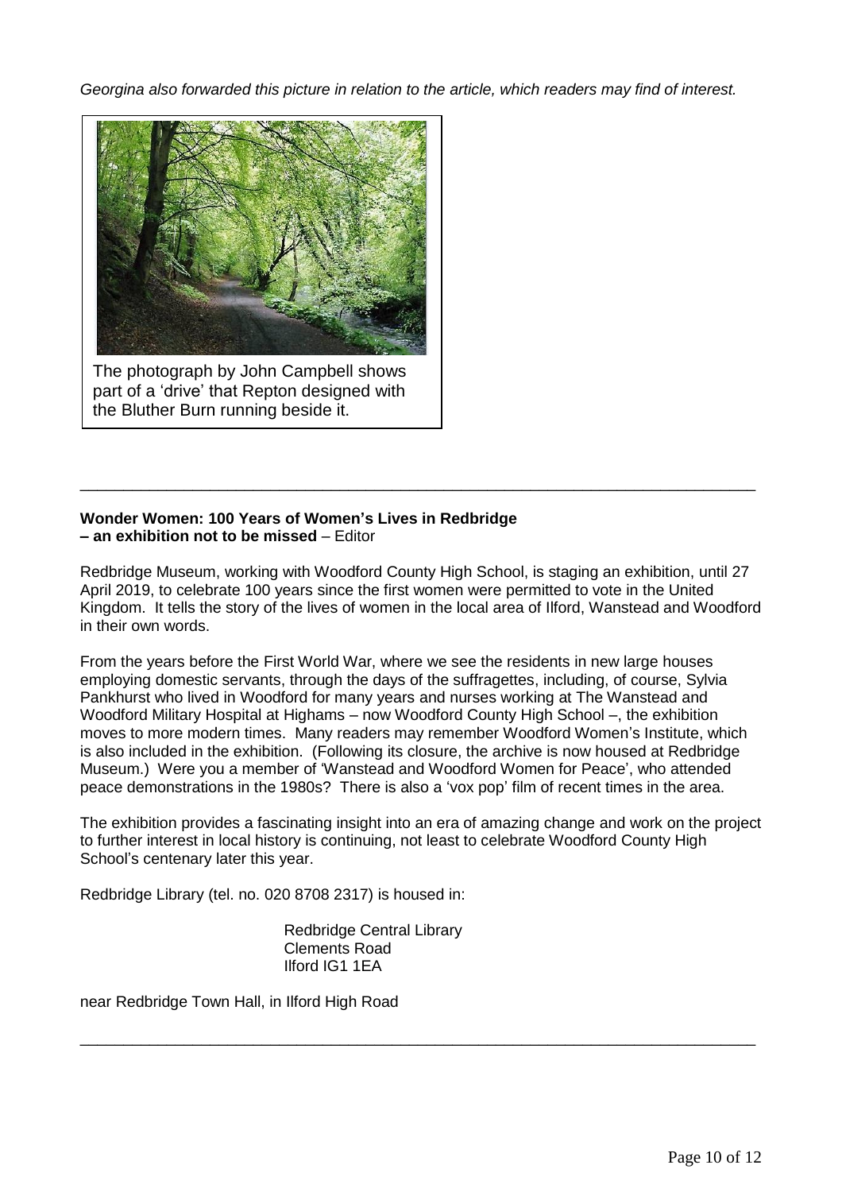*Georgina also forwarded this picture in relation to the article, which readers may find of interest.*

The photograph by John Campbell shows part of a 'drive' that Repton designed with the Bluther Burn running beside it.

---

**Wonder Women: 100 Years of Women's Lives in Redbridge – an exhibition not to be missed** – Editor

Redbridge Museum, working with Woodford County High School, is staging an exhibition, until 27 April 2019, to celebrate 100 years since the first women were permitted to vote in the United Kingdom. It tells the story of the lives of women in the local area of Ilford, Wanstead and Woodford in their own words.

From the years before the First World War, where we see the residents in new large houses employing domestic servants, through the days of the suffragettes, including, of course, Sylvia Pankhurst who lived in Woodford for many years and nurses working at The Wanstead and Woodford Military Hospital at Highams – now Woodford County High School –, the exhibition moves to more modern times. Many readers may remember Woodford Women's Institute, which is also included in the exhibition. (Following its closure, the archive is now housed at Redbridge Museum.) Were you a member of 'Wanstead and Woodford Women for Peace', who attended peace demonstrations in the 1980s? There is also a 'vox pop' film of recent times in the area.

The exhibition provides a fascinating insight into an era of amazing change and work on the project to further interest in local history is continuing, not least to celebrate Woodford County High School's centenary later this year.

Redbridge Library (tel. no. 020 8708 2317) is housed in:

Redbridge Central Library
Clements Road
Ilford IG1 1EA

near Redbridge Town Hall, in Ilford High Road

---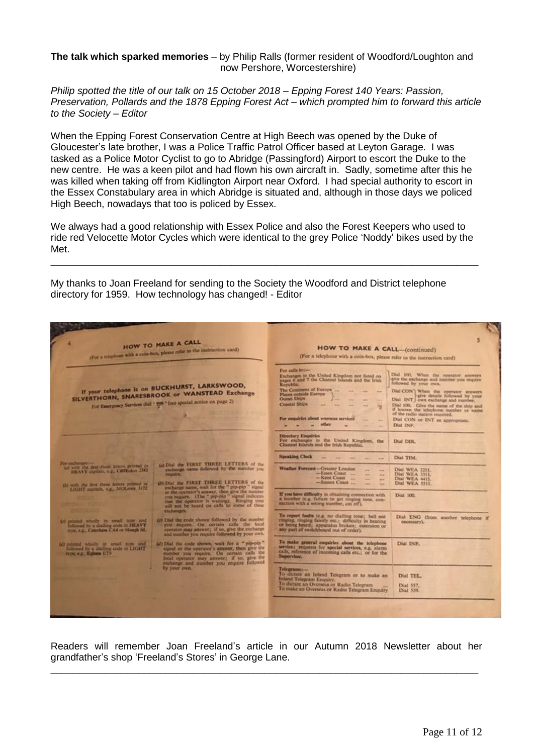**The talk which sparked memories** – by Philip Ralls (former resident of Woodford/Loughton and now Pershore, Worcestershire)

*Philip spotted the title of our talk on 15 October 2018 – Epping Forest 140 Years: Passion, Preservation, Pollards and the 1878 Epping Forest Act – which prompted him to forward this article to the Society – Editor*

When the Epping Forest Conservation Centre at High Beech was opened by the Duke of Gloucester's late brother, I was a Police Traffic Patrol Officer based at Leyton Garage. I was tasked as a Police Motor Cyclist to go to Abridge (Passingford) Airport to escort the Duke to the new centre. He was a keen pilot and had flown his own aircraft in. Sadly, sometime after this he was killed when taking off from Kidlington Airport near Oxford. I had special authority to escort in the Essex Constabulary area in which Abridge is situated and, although in those days we policed High Beech, nowadays that too is policed by Essex.

We always had a good relationship with Essex Police and also the Forest Keepers who used to ride red Velocette Motor Cycles which were identical to the grey Police 'Noddy' bikes used by the Met.

---

My thanks to Joan Freeland for sending to the Society the Woodford and District telephone directory for 1959. How technology has changed! - Editor

## HOW TO MAKE A CALL

(For a telephone with a coin-box, please refer to the instruction card)

If your telephone is on BUCKHURST, LARKSWOOD, SILVERTHORN, SNARESBROOK or WANSTEAD Exchange

For Emergency Services dial '999' (see special notice on page 2)

| For exchanges:— | |
|---|---|
| (a) with the first three letters printed in HEAVY capitals, e.g., CROydon 2345 | (a) Dial the FIRST THREE LETTERS of the exchange name followed by the number you require. |
| (b) with the first three letters printed in LIGHT capitals, e.g., MOLesey 3172 | (b) Dial the FIRST THREE LETTERS of the exchange name, wait for the "pip-pip" signal or the operator's answer, then give the number you require. (The "pip-pip" signal indicates that the operator is waiting). Ringing tone will not be heard on calls to some of these exchanges. |
| (c) printed wholly in small type and followed by a dialling code in HEAVY type, e.g., Caterham CA4 or Slough SL | (c) Dial the code shown followed by the number you require. On certain calls the local operator may answer; if so, give the exchange and number you require followed by your own. |
| (d) printed wholly in small type and followed by a dialling code in LIGHT type, e.g., Egham ET9 | (d) Dial the code shown, wait for a "pip-pip" signal or the operator's answer, then give the number you require. On certain calls the local operator may answer; if so, give the exchange and number you require followed by your own. |

## HOW TO MAKE A CALL—(continued)

(For a telephone with a coin-box, please refer to the instruction card)

| | |
|---|---|
| For calls to:— Exchanges in the United Kingdom not listed on pages 6 and 7 the Channel Islands and the Irish Republic. | Dial 100. When the operator answers give the exchange and number you require followed by your own. |
| The Continent of Europe ... Places outside Europe ... Ocean Ships ... | Dial CON / Dial INT — When the operator answers give details followed by your own exchange and number. |
| Coastal Ships ... | Dial 100. Give the name of the ship and if known the telephone number or name of the radio station required. |
| For enquiries about overseas services ... " " other " ... | Dial CON or INT as appropriate. Dial INF. |
| Directory Enquiries For exchanges in the United Kingdom, the Channel Islands and the Irish Republic. | Dial DIR. |
| Speaking Clock ... | Dial TIM. |
| Weather Forecast—Greater London ... —Essex Coast ... —Kent Coast ... —Sussex Coast ... | Dial WEA 2211. Dial WEA 3311. Dial WEA 4411. Dial WEA 5511. |
| If you have difficulty in obtaining connection with a number (e.g. failure to get ringing tone, connection with a wrong number, cut off). | Dial 100. |
| To report faults (e.g. no dialling tone; bell not ringing, ringing faintly etc.; difficulty in hearing or being heard; apparatus broken; extension or any part of switchboard out of order). | Dial ENG (from another telephone if necessary). |
| To make general enquiries about the telephone service; requests for special services, e.g. alarm calls, reference of incoming calls etc.; or for the Supervisor. | Dial INF. |
| Telegrams:— To dictate an Inland Telegram or to make an Inland Telegram Enquiry. To dictate an Overseas or Radio Telegram ... To make an Overseas or Radio Telegram Enquiry | Dial TEL. Dial 557. Dial 559. |

Readers will remember Joan Freeland's article in our Autumn 2018 Newsletter about her grandfather's shop 'Freeland's Stores' in George Lane.

---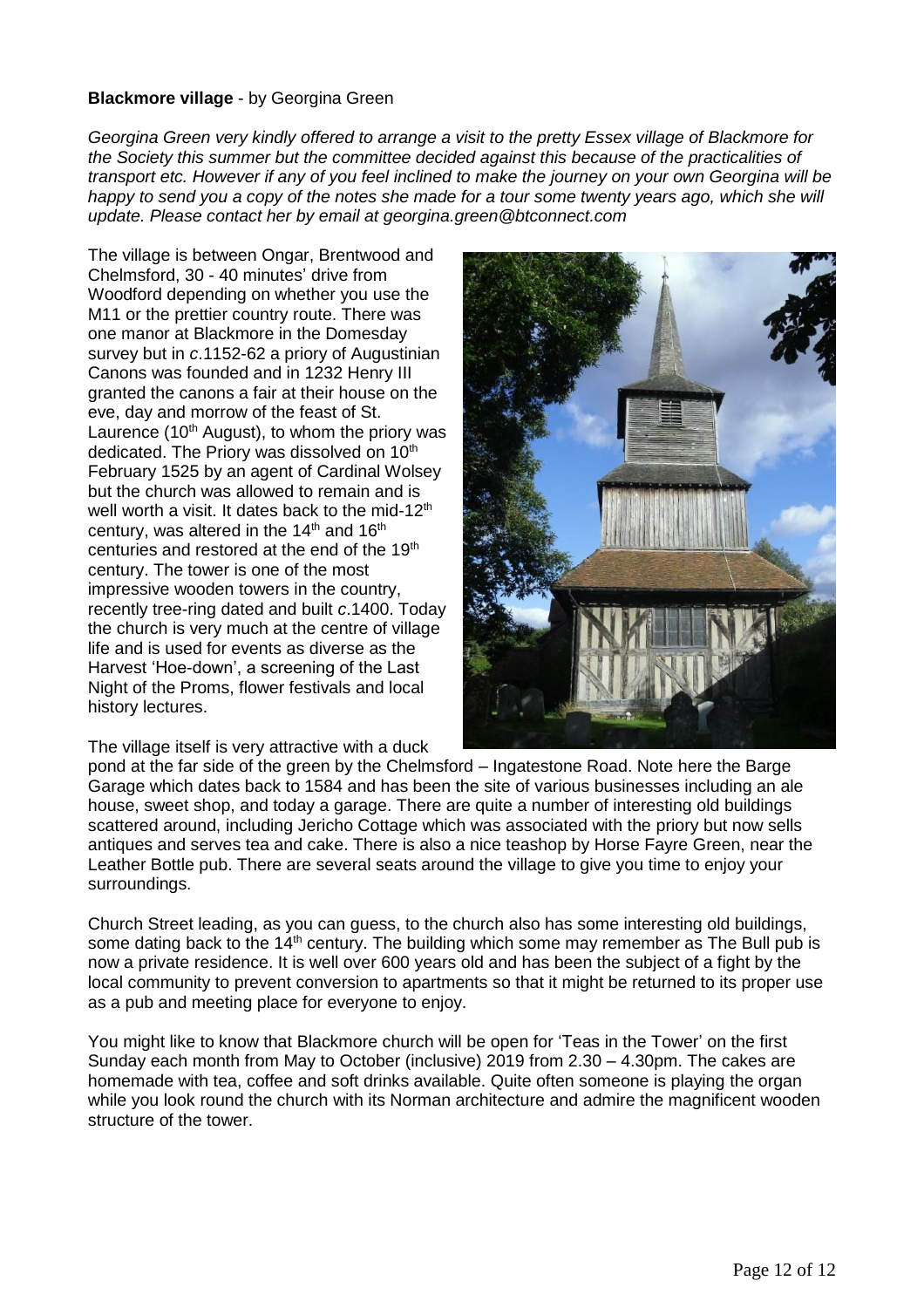**Blackmore village** - by Georgina Green

*Georgina Green very kindly offered to arrange a visit to the pretty Essex village of Blackmore for the Society this summer but the committee decided against this because of the practicalities of transport etc. However if any of you feel inclined to make the journey on your own Georgina will be happy to send you a copy of the notes she made for a tour some twenty years ago, which she will update. Please contact her by email at georgina.green@btconnect.com*

The village is between Ongar, Brentwood and Chelmsford, 30 - 40 minutes' drive from Woodford depending on whether you use the M11 or the prettier country route. There was one manor at Blackmore in the Domesday survey but in *c*.1152-62 a priory of Augustinian Canons was founded and in 1232 Henry III granted the canons a fair at their house on the eve, day and morrow of the feast of St. Laurence (10th August), to whom the priory was dedicated. The Priory was dissolved on 10th February 1525 by an agent of Cardinal Wolsey but the church was allowed to remain and is well worth a visit. It dates back to the mid-12th century, was altered in the 14th and 16th centuries and restored at the end of the 19th century. The tower is one of the most impressive wooden towers in the country, recently tree-ring dated and built *c*.1400. Today the church is very much at the centre of village life and is used for events as diverse as the Harvest 'Hoe-down', a screening of the Last Night of the Proms, flower festivals and local history lectures.

The village itself is very attractive with a duck pond at the far side of the green by the Chelmsford – Ingatestone Road. Note here the Barge Garage which dates back to 1584 and has been the site of various businesses including an ale house, sweet shop, and today a garage. There are quite a number of interesting old buildings scattered around, including Jericho Cottage which was associated with the priory but now sells antiques and serves tea and cake. There is also a nice teashop by Horse Fayre Green, near the Leather Bottle pub. There are several seats around the village to give you time to enjoy your surroundings.

Church Street leading, as you can guess, to the church also has some interesting old buildings, some dating back to the 14th century. The building which some may remember as The Bull pub is now a private residence. It is well over 600 years old and has been the subject of a fight by the local community to prevent conversion to apartments so that it might be returned to its proper use as a pub and meeting place for everyone to enjoy.

You might like to know that Blackmore church will be open for 'Teas in the Tower' on the first Sunday each month from May to October (inclusive) 2019 from 2.30 – 4.30pm. The cakes are homemade with tea, coffee and soft drinks available. Quite often someone is playing the organ while you look round the church with its Norman architecture and admire the magnificent wooden structure of the tower.